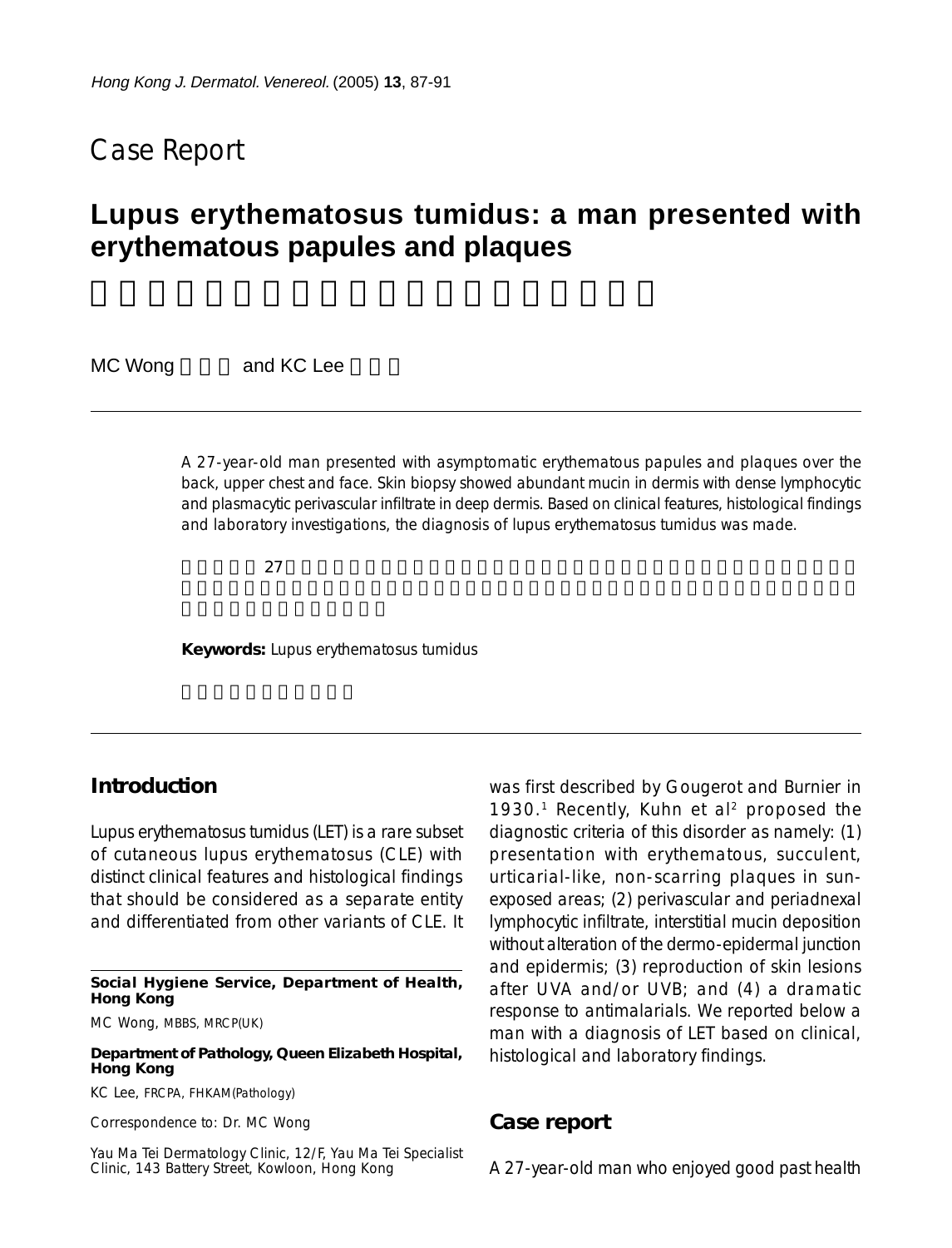Case Report

# Lupus erythematosus tumidus: a man presented with erythematous papules and plaques

MC Wong and KC Lee

A 27-year-old man presented with asymptomatic erythematous papules and plaques over the back, upper chest and face. Skin biopsy showed abundant mucin in dermis with dense lymphocytic and plasmacytic perivascular infiltrate in deep dermis. Based on clinical features, histological findings and laboratory investigations, the diagnosis of lupus erythematosus tumidus was made.

27

**Keywords:** Lupus erythematosus tumidus

## Introduction

Lupus erythematosus tumidus (LET) is a rare subset of cutaneous lupus erythematosus (CLE) with distinct clinical features and histological findings that should be considered as a separate entity and differentiated from other variants of CLE. It was first described by Gougerot and Burnier in 1930.[1] Recently, Kuhn et al[2] proposed the diagnostic criteria of this disorder as namely: (1) presentation with erythematous, succulent, urticarial-like, non-scarring plaques in sun-exposed areas; (2) perivascular and periadnexal lymphocytic infiltrate, interstitial mucin deposition without alteration of the dermo-epidermal junction and epidermis; (3) reproduction of skin lesions after UVA and/or UVB; and (4) a dramatic response to antimalarials. We reported below a man with a diagnosis of LET based on clinical, histological and laboratory findings.

## Case report

A 27-year-old man who enjoyed good past health

**Social Hygiene Service, Department of Health, Hong Kong**

MC Wong, MBBS, MRCP(UK)

**Department of Pathology, Queen Elizabeth Hospital, Hong Kong**

KC Lee, FRCPA, FHKAM(Pathology)

Correspondence to: Dr. MC Wong

Yau Ma Tei Dermatology Clinic, 12/F, Yau Ma Tei Specialist Clinic, 143 Battery Street, Kowloon, Hong Kong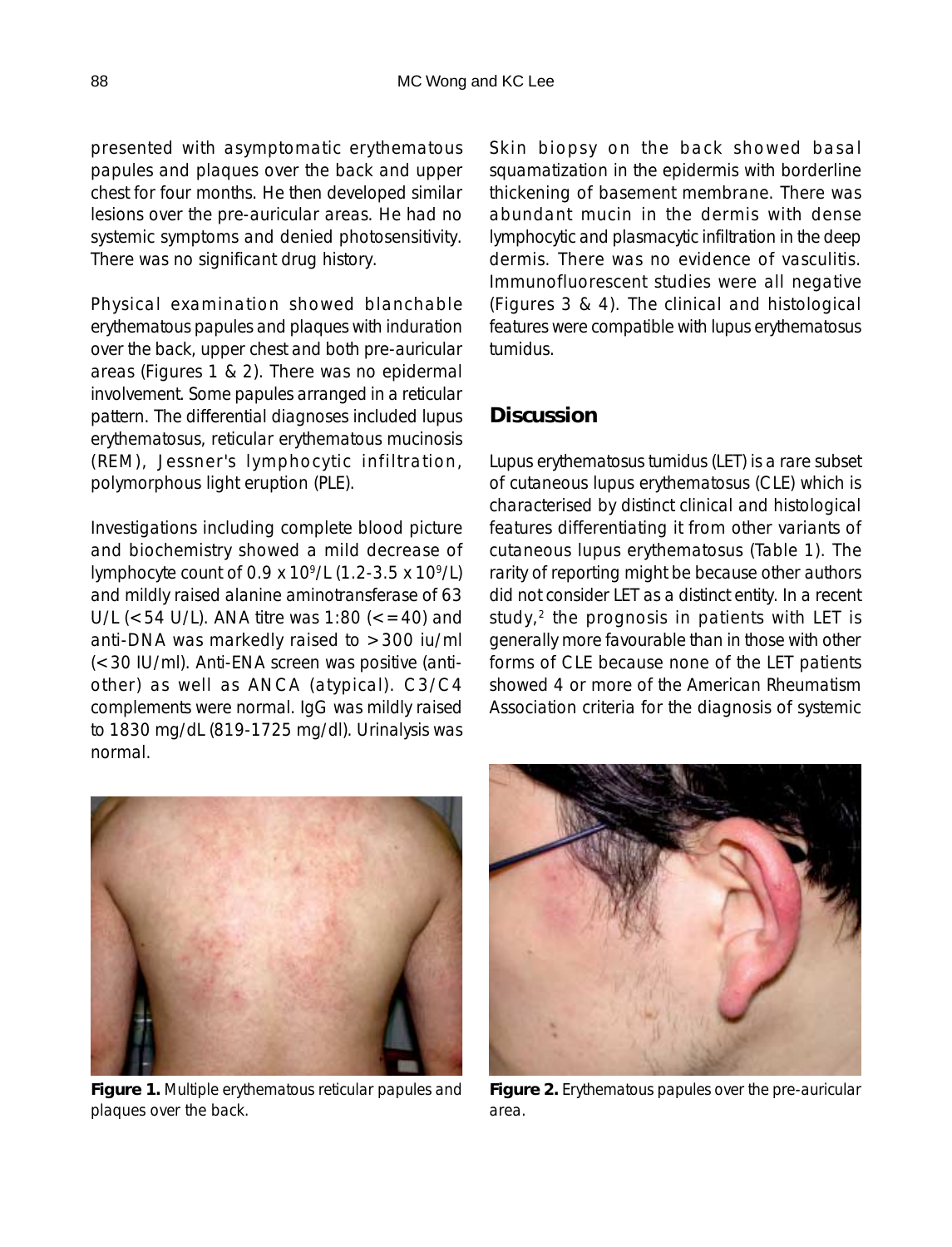presented with asymptomatic erythematous papules and plaques over the back and upper chest for four months. He then developed similar lesions over the pre-auricular areas. He had no systemic symptoms and denied photosensitivity. There was no significant drug history.

Physical examination showed blanchable erythematous papules and plaques with induration over the back, upper chest and both pre-auricular areas (Figures 1 & 2). There was no epidermal involvement. Some papules arranged in a reticular pattern. The differential diagnoses included lupus erythematosus, reticular erythematous mucinosis (REM), Jessner's lymphocytic infiltration, polymorphous light eruption (PLE).

Investigations including complete blood picture and biochemistry showed a mild decrease of lymphocyte count of $0.9 \times 10^9$/L ($1.2$-$3.5 \times 10^9$/L) and mildly raised alanine aminotransferase of 63 U/L (<54 U/L). ANA titre was 1:80 (<=40) and anti-DNA was markedly raised to >300 iu/ml (<30 IU/ml). Anti-ENA screen was positive (anti-other) as well as ANCA (atypical). C3/C4 complements were normal. IgG was mildly raised to 1830 mg/dL (819-1725 mg/dl). Urinalysis was normal.

Skin biopsy on the back showed basal squamatization in the epidermis with borderline thickening of basement membrane. There was abundant mucin in the dermis with dense lymphocytic and plasmacytic infiltration in the deep dermis. There was no evidence of vasculitis. Immunofluorescent studies were all negative (Figures 3 & 4). The clinical and histological features were compatible with lupus erythematosus tumidus.

## Discussion

Lupus erythematosus tumidus (LET) is a rare subset of cutaneous lupus erythematosus (CLE) which is characterised by distinct clinical and histological features differentiating it from other variants of cutaneous lupus erythematosus (Table 1). The rarity of reporting might be because other authors did not consider LET as a distinct entity. In a recent study,[2] the prognosis in patients with LET is generally more favourable than in those with other forms of CLE because none of the LET patients showed 4 or more of the American Rheumatism Association criteria for the diagnosis of systemic

**Figure 1.** Multiple erythematous reticular papules and plaques over the back.

**Figure 2.** Erythematous papules over the pre-auricular area.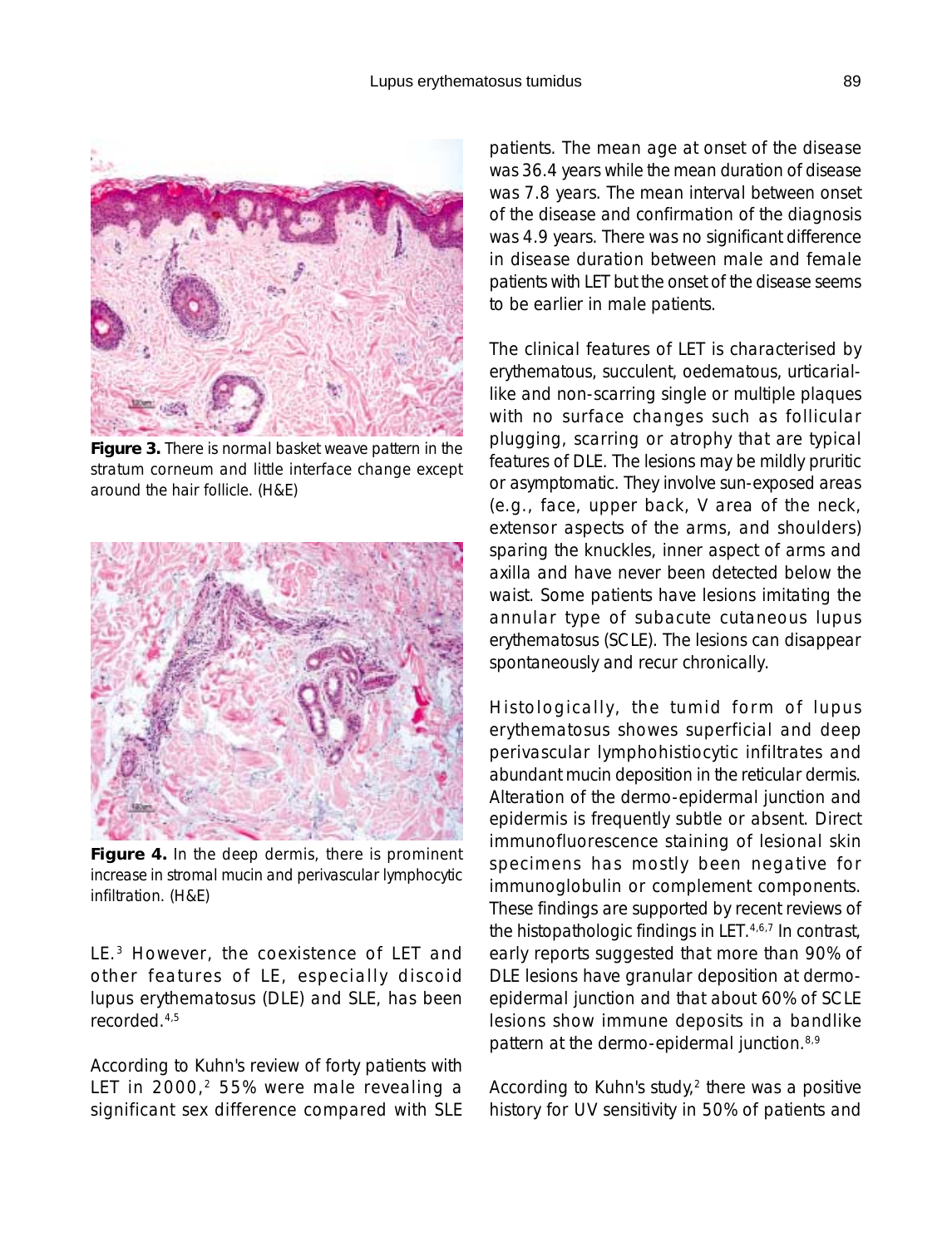**Figure 3.** There is normal basket weave pattern in the stratum corneum and little interface change except around the hair follicle. (H&E)

**Figure 4.** In the deep dermis, there is prominent increase in stromal mucin and perivascular lymphocytic infiltration. (H&E)

LE.[3] However, the coexistence of LET and other features of LE, especially discoid lupus erythematosus (DLE) and SLE, has been recorded.[4,5]

According to Kuhn's review of forty patients with LET in 2000,[2] 55% were male revealing a significant sex difference compared with SLE patients. The mean age at onset of the disease was 36.4 years while the mean duration of disease was 7.8 years. The mean interval between onset of the disease and confirmation of the diagnosis was 4.9 years. There was no significant difference in disease duration between male and female patients with LET but the onset of the disease seems to be earlier in male patients.

The clinical features of LET is characterised by erythematous, succulent, oedematous, urticarial-like and non-scarring single or multiple plaques with no surface changes such as follicular plugging, scarring or atrophy that are typical features of DLE. The lesions may be mildly pruritic or asymptomatic. They involve sun-exposed areas (e.g., face, upper back, V area of the neck, extensor aspects of the arms, and shoulders) sparing the knuckles, inner aspect of arms and axilla and have never been detected below the waist. Some patients have lesions imitating the annular type of subacute cutaneous lupus erythematosus (SCLE). The lesions can disappear spontaneously and recur chronically.

Histologically, the tumid form of lupus erythematosus showes superficial and deep perivascular lymphohistiocytic infiltrates and abundant mucin deposition in the reticular dermis. Alteration of the dermo-epidermal junction and epidermis is frequently subtle or absent. Direct immunofluorescence staining of lesional skin specimens has mostly been negative for immunoglobulin or complement components. These findings are supported by recent reviews of the histopathologic findings in LET.[4,6,7] In contrast, early reports suggested that more than 90% of DLE lesions have granular deposition at dermo-epidermal junction and that about 60% of SCLE lesions show immune deposits in a bandlike pattern at the dermo-epidermal junction.[8,9]

According to Kuhn's study,[2] there was a positive history for UV sensitivity in 50% of patients and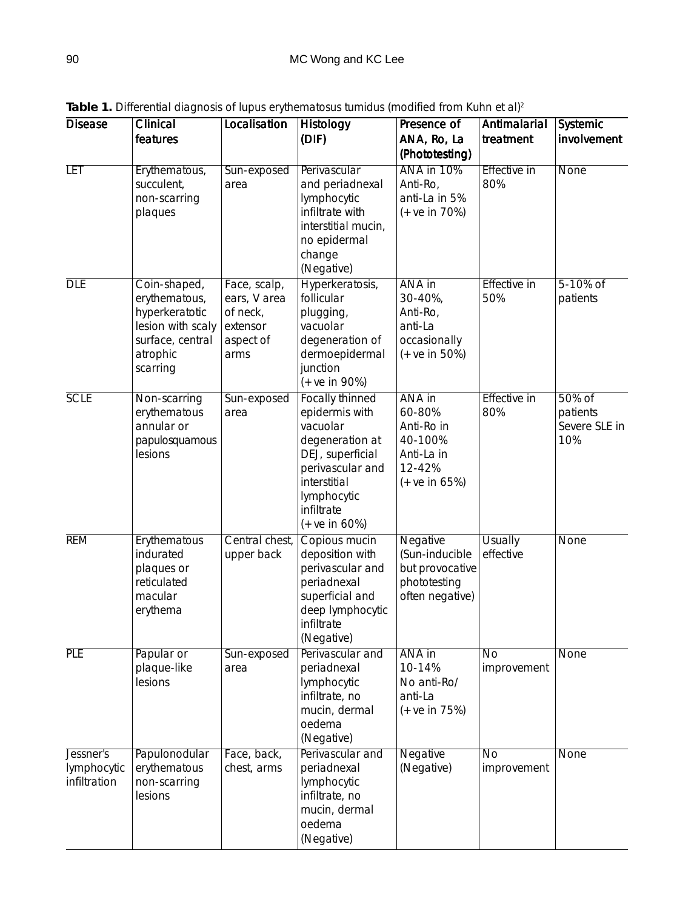**Table 1.** Differential diagnosis of lupus erythematosus tumidus (modified from Kuhn et al)[2]

| Disease | Clinical features | Localisation | Histology (DIF) | Presence of ANA, Ro, La (Phototesting) | Antimalarial treatment | Systemic involvement |
|---|---|---|---|---|---|---|
| LET | Erythematous, succulent, non-scarring plaques | Sun-exposed area | Perivascular and periadnexal lymphocytic infiltrate with interstitial mucin, no epidermal change (Negative) | ANA in 10% Anti-Ro, anti-La in 5% (+ve in 70%) | Effective in 80% | None |
| DLE | Coin-shaped, erythematous, hyperkeratotic lesion with scaly surface, central atrophic scarring | Face, scalp, ears, V area of neck, extensor aspect of arms | Hyperkeratosis, follicular plugging, vacuolar degeneration of dermoepidermal junction (+ve in 90%) | ANA in 30-40%, Anti-Ro, anti-La occasionally (+ve in 50%) | Effective in 50% | 5-10% of patients |
| SCLE | Non-scarring erythematous annular or papulosquamous lesions | Sun-exposed area | Focally thinned epidermis with vacuolar degeneration at DEJ, superficial perivascular and interstitial lymphocytic infiltrate (+ve in 60%) | ANA in 60-80% Anti-Ro in 40-100% Anti-La in 12-42% (+ve in 65%) | Effective in 80% | 50% of patients Severe SLE in 10% |
| REM | Erythematous indurated plaques or reticulated macular erythema | Central chest, upper back | Copious mucin deposition with perivascular and periadnexal superficial and deep lymphocytic infiltrate (Negative) | Negative (Sun-inducible but provocative phototesting often negative) | Usually effective | None |
| PLE | Papular or plaque-like lesions | Sun-exposed area | Perivascular and periadnexal lymphocytic infiltrate, no mucin, dermal oedema (Negative) | ANA in 10-14% No anti-Ro/ anti-La (+ve in 75%) | No improvement | None |
| Jessner's lymphocytic infiltration | Papulonodular erythematous non-scarring lesions | Face, back, chest, arms | Perivascular and periadnexal lymphocytic infiltrate, no mucin, dermal oedema (Negative) | Negative (Negative) | No improvement | None |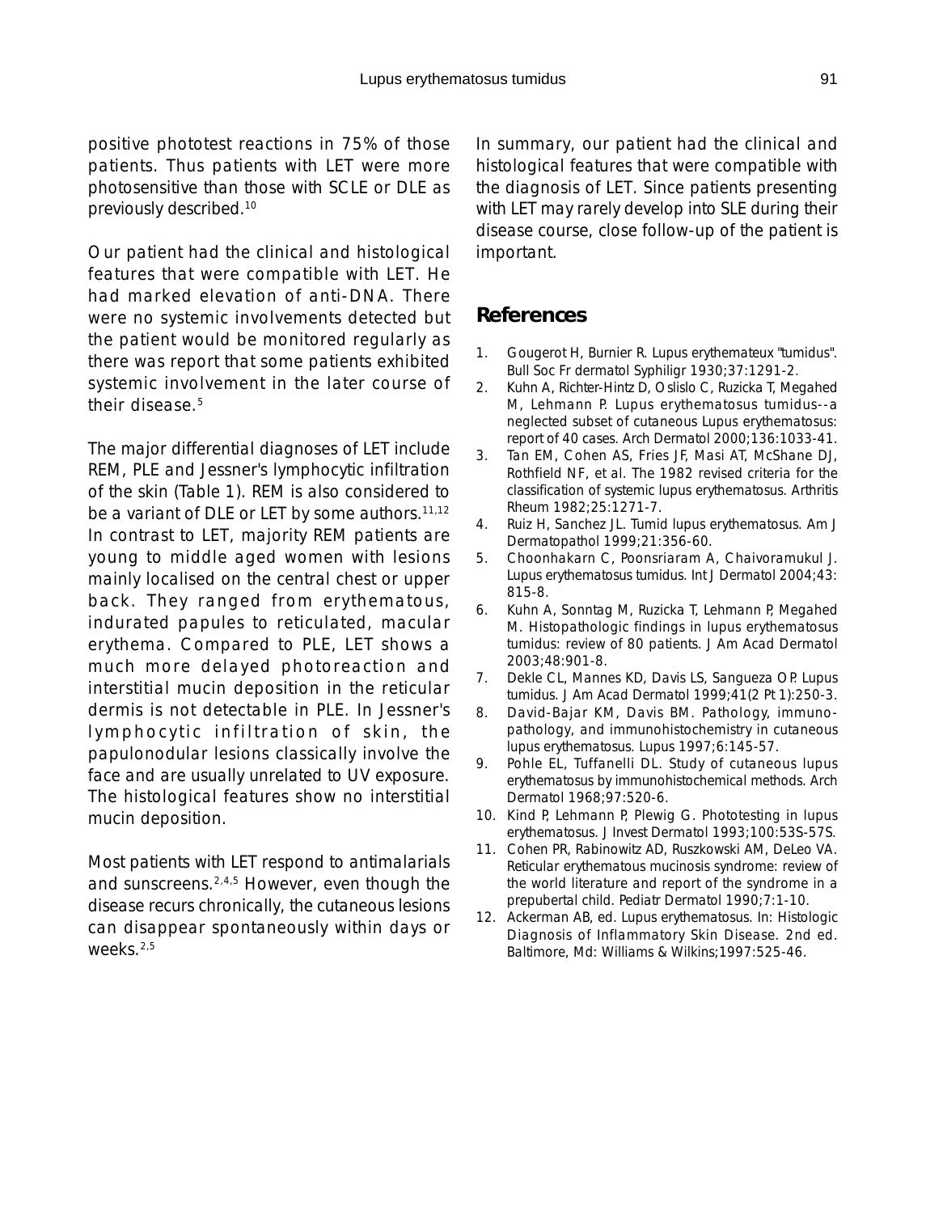positive phototest reactions in 75% of those patients. Thus patients with LET were more photosensitive than those with SCLE or DLE as previously described.[10]

Our patient had the clinical and histological features that were compatible with LET. He had marked elevation of anti-DNA. There were no systemic involvements detected but the patient would be monitored regularly as there was report that some patients exhibited systemic involvement in the later course of their disease.[5]

The major differential diagnoses of LET include REM, PLE and Jessner's lymphocytic infiltration of the skin (Table 1). REM is also considered to be a variant of DLE or LET by some authors.[11,12] In contrast to LET, majority REM patients are young to middle aged women with lesions mainly localised on the central chest or upper back. They ranged from erythematous, indurated papules to reticulated, macular erythema. Compared to PLE, LET shows a much more delayed photoreaction and interstitial mucin deposition in the reticular dermis is not detectable in PLE. In Jessner's lymphocytic infiltration of skin, the papulonodular lesions classically involve the face and are usually unrelated to UV exposure. The histological features show no interstitial mucin deposition.

Most patients with LET respond to antimalarials and sunscreens.[2,4,5] However, even though the disease recurs chronically, the cutaneous lesions can disappear spontaneously within days or weeks.[2,5]

In summary, our patient had the clinical and histological features that were compatible with the diagnosis of LET. Since patients presenting with LET may rarely develop into SLE during their disease course, close follow-up of the patient is important.

## References

1. Gougerot H, Burnier R. Lupus erythemateux "tumidus". Bull Soc Fr dermatol Syphiligr 1930;37:1291-2.
2. Kuhn A, Richter-Hintz D, Oslislo C, Ruzicka T, Megahed M, Lehmann P. Lupus erythematosus tumidus--a neglected subset of cutaneous Lupus erythematosus: report of 40 cases. Arch Dermatol 2000;136:1033-41.
3. Tan EM, Cohen AS, Fries JF, Masi AT, McShane DJ, Rothfield NF, et al. The 1982 revised criteria for the classification of systemic lupus erythematosus. Arthritis Rheum 1982;25:1271-7.
4. Ruiz H, Sanchez JL. Tumid lupus erythematosus. Am J Dermatopathol 1999;21:356-60.
5. Choonhakarn C, Poonsriaram A, Chaivoramukul J. Lupus erythematosus tumidus. Int J Dermatol 2004;43:815-8.
6. Kuhn A, Sonntag M, Ruzicka T, Lehmann P, Megahed M. Histopathologic findings in lupus erythematosus tumidus: review of 80 patients. J Am Acad Dermatol 2003;48:901-8.
7. Dekle CL, Mannes KD, Davis LS, Sangueza OP. Lupus tumidus. J Am Acad Dermatol 1999;41(2 Pt 1):250-3.
8. David-Bajar KM, Davis BM. Pathology, immunopathology, and immunohistochemistry in cutaneous lupus erythematosus. Lupus 1997;6:145-57.
9. Pohle EL, Tuffanelli DL. Study of cutaneous lupus erythematosus by immunohistochemical methods. Arch Dermatol 1968;97:520-6.
10. Kind P, Lehmann P, Plewig G. Phototesting in lupus erythematosus. J Invest Dermatol 1993;100:53S-57S.
11. Cohen PR, Rabinowitz AD, Ruszkowski AM, DeLeo VA. Reticular erythematous mucinosis syndrome: review of the world literature and report of the syndrome in a prepubertal child. Pediatr Dermatol 1990;7:1-10.
12. Ackerman AB, ed. Lupus erythematosus. In: Histologic Diagnosis of Inflammatory Skin Disease. 2nd ed. Baltimore, Md: Williams & Wilkins;1997:525-46.